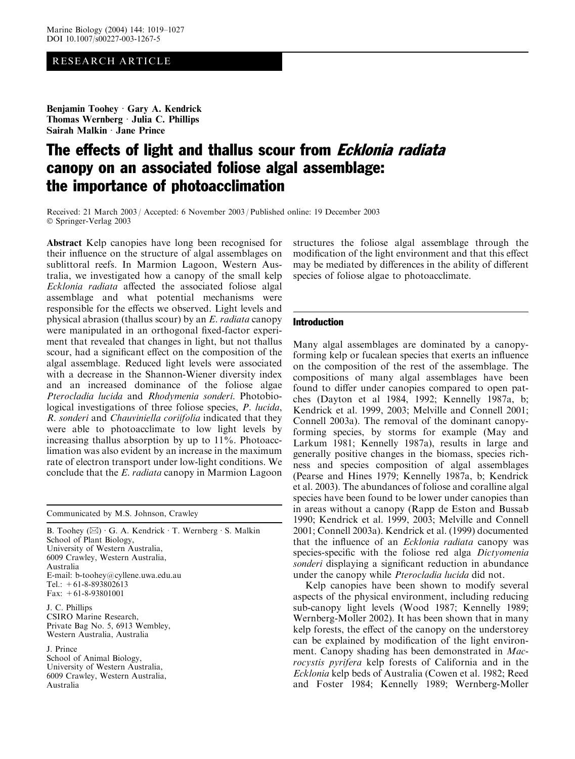RESEARCH ARTICLE

**Benjamin Toohey · Gary A. Kendrick
Thomas Wernberg · Julia C. Phillips
Sairah Malkin · Jane Prince**

# The effects of light and thallus scour from *Ecklonia radiata* canopy on an associated foliose algal assemblage: the importance of photoacclimation

Received: 21 March 2003 / Accepted: 6 November 2003 / Published online: 19 December 2003
© Springer-Verlag 2003

**Abstract** Kelp canopies have long been recognised for their influence on the structure of algal assemblages on sublittoral reefs. In Marmion Lagoon, Western Australia, we investigated how a canopy of the small kelp *Ecklonia radiata* affected the associated foliose algal assemblage and what potential mechanisms were responsible for the effects we observed. Light levels and physical abrasion (thallus scour) by an *E. radiata* canopy were manipulated in an orthogonal fixed-factor experiment that revealed that changes in light, but not thallus scour, had a significant effect on the composition of the algal assemblage. Reduced light levels were associated with a decrease in the Shannon-Wiener diversity index and an increased dominance of the foliose algae *Pterocladia lucida* and *Rhodymenia sonderi*. Photobiological investigations of three foliose species, *P. lucida*, *R. sonderi* and *Chauviniella coriifolia* indicated that they were able to photoacclimate to low light levels by increasing thallus absorption by up to 11%. Photoacclimation was also evident by an increase in the maximum rate of electron transport under low-light conditions. We conclude that the *E. radiata* canopy in Marmion Lagoon structures the foliose algal assemblage through the modification of the light environment and that this effect may be mediated by differences in the ability of different species of foliose algae to photoacclimate.

Communicated by M.S. Johnson, Crawley

B. Toohey (✉) · G. A. Kendrick · T. Wernberg · S. Malkin
School of Plant Biology,
University of Western Australia,
6009 Crawley, Western Australia,
Australia
E-mail: b-toohey@cyllene.uwa.edu.au
Tel.: +61-8-893802613
Fax: +61-8-93801001

J. C. Phillips
CSIRO Marine Research,
Private Bag No. 5, 6913 Wembley,
Western Australia, Australia

J. Prince
School of Animal Biology,
University of Western Australia,
6009 Crawley, Western Australia,
Australia

## Introduction

Many algal assemblages are dominated by a canopy-forming kelp or fucalean species that exerts an influence on the composition of the rest of the assemblage. The compositions of many algal assemblages have been found to differ under canopies compared to open patches (Dayton et al 1984, 1992; Kennelly 1987a, b; Kendrick et al. 1999, 2003; Melville and Connell 2001; Connell 2003a). The removal of the dominant canopy-forming species, by storms for example (May and Larkum 1981; Kennelly 1987a), results in large and generally positive changes in the biomass, species richness and species composition of algal assemblages (Pearse and Hines 1979; Kennelly 1987a, b; Kendrick et al. 2003). The abundances of foliose and coralline algal species have been found to be lower under canopies than in areas without a canopy (Rapp de Eston and Bussab 1990; Kendrick et al. 1999, 2003; Melville and Connell 2001; Connell 2003a). Kendrick et al. (1999) documented that the influence of an *Ecklonia radiata* canopy was species-specific with the foliose red alga *Dictyomenia sonderi* displaying a significant reduction in abundance under the canopy while *Pterocladia lucida* did not.

Kelp canopies have been shown to modify several aspects of the physical environment, including reducing sub-canopy light levels (Wood 1987; Kennelly 1989; Wernberg-Moller 2002). It has been shown that in many kelp forests, the effect of the canopy on the understorey can be explained by modification of the light environment. Canopy shading has been demonstrated in *Macrocystis pyrifera* kelp forests of California and in the *Ecklonia* kelp beds of Australia (Cowen et al. 1982; Reed and Foster 1984; Kennelly 1989; Wernberg-Moller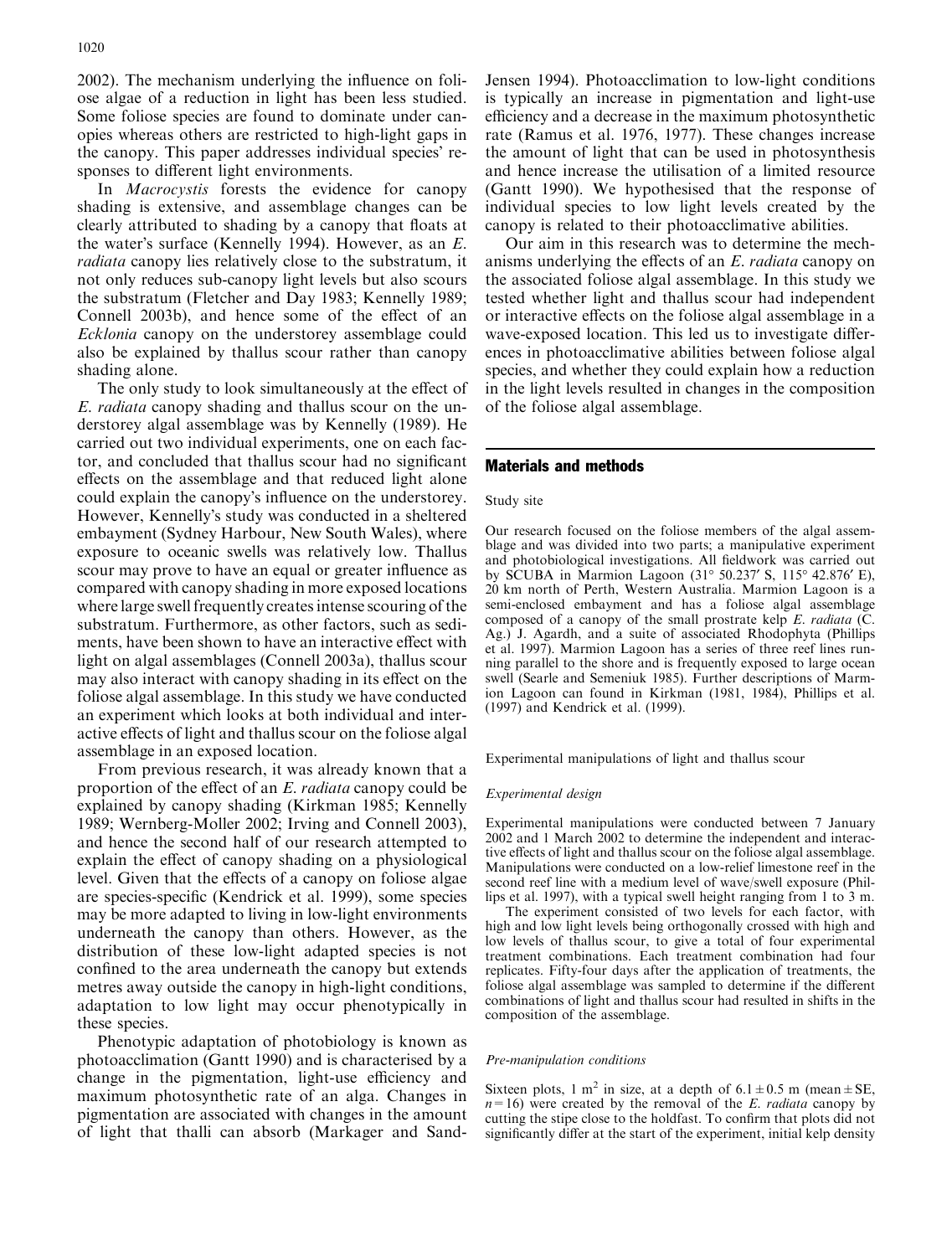2002). The mechanism underlying the influence on foliose algae of a reduction in light has been less studied. Some foliose species are found to dominate under canopies whereas others are restricted to high-light gaps in the canopy. This paper addresses individual species' responses to different light environments.

In *Macrocystis* forests the evidence for canopy shading is extensive, and assemblage changes can be clearly attributed to shading by a canopy that floats at the water's surface (Kennelly 1994). However, as an *E. radiata* canopy lies relatively close to the substratum, it not only reduces sub-canopy light levels but also scours the substratum (Fletcher and Day 1983; Kennelly 1989; Connell 2003b), and hence some of the effect of an *Ecklonia* canopy on the understorey assemblage could also be explained by thallus scour rather than canopy shading alone.

The only study to look simultaneously at the effect of *E. radiata* canopy shading and thallus scour on the understorey algal assemblage was by Kennelly (1989). He carried out two individual experiments, one on each factor, and concluded that thallus scour had no significant effects on the assemblage and that reduced light alone could explain the canopy's influence on the understorey. However, Kennelly's study was conducted in a sheltered embayment (Sydney Harbour, New South Wales), where exposure to oceanic swells was relatively low. Thallus scour may prove to have an equal or greater influence as compared with canopy shading in more exposed locations where large swell frequently creates intense scouring of the substratum. Furthermore, as other factors, such as sediments, have been shown to have an interactive effect with light on algal assemblages (Connell 2003a), thallus scour may also interact with canopy shading in its effect on the foliose algal assemblage. In this study we have conducted an experiment which looks at both individual and interactive effects of light and thallus scour on the foliose algal assemblage in an exposed location.

From previous research, it was already known that a proportion of the effect of an *E. radiata* canopy could be explained by canopy shading (Kirkman 1985; Kennelly 1989; Wernberg-Moller 2002; Irving and Connell 2003), and hence the second half of our research attempted to explain the effect of canopy shading on a physiological level. Given that the effects of a canopy on foliose algae are species-specific (Kendrick et al. 1999), some species may be more adapted to living in low-light environments underneath the canopy than others. However, as the distribution of these low-light adapted species is not confined to the area underneath the canopy but extends metres away outside the canopy in high-light conditions, adaptation to low light may occur phenotypically in these species.

Phenotypic adaptation of photobiology is known as photoacclimation (Gantt 1990) and is characterised by a change in the pigmentation, light-use efficiency and maximum photosynthetic rate of an alga. Changes in pigmentation are associated with changes in the amount of light that thalli can absorb (Markager and Sand-Jensen 1994). Photoacclimation to low-light conditions is typically an increase in pigmentation and light-use efficiency and a decrease in the maximum photosynthetic rate (Ramus et al. 1976, 1977). These changes increase the amount of light that can be used in photosynthesis and hence increase the utilisation of a limited resource (Gantt 1990). We hypothesised that the response of individual species to low light levels created by the canopy is related to their photoacclimative abilities.

Our aim in this research was to determine the mechanisms underlying the effects of an *E. radiata* canopy on the associated foliose algal assemblage. In this study we tested whether light and thallus scour had independent or interactive effects on the foliose algal assemblage in a wave-exposed location. This led us to investigate differences in photoacclimative abilities between foliose algal species, and whether they could explain how a reduction in the light levels resulted in changes in the composition of the foliose algal assemblage.

## Materials and methods

### Study site

Our research focused on the foliose members of the algal assemblage and was divided into two parts; a manipulative experiment and photobiological investigations. All fieldwork was carried out by SCUBA in Marmion Lagoon (31° 50.237′ S, 115° 42.876′ E), 20 km north of Perth, Western Australia. Marmion Lagoon is a semi-enclosed embayment and has a foliose algal assemblage composed of a canopy of the small prostrate kelp *E. radiata* (C. Ag.) J. Agardh, and a suite of associated Rhodophyta (Phillips et al. 1997). Marmion Lagoon has a series of three reef lines running parallel to the shore and is frequently exposed to large ocean swell (Searle and Semeniuk 1985). Further descriptions of Marmion Lagoon can found in Kirkman (1981, 1984), Phillips et al. (1997) and Kendrick et al. (1999).

### Experimental manipulations of light and thallus scour

#### *Experimental design*

Experimental manipulations were conducted between 7 January 2002 and 1 March 2002 to determine the independent and interactive effects of light and thallus scour on the foliose algal assemblage. Manipulations were conducted on a low-relief limestone reef in the second reef line with a medium level of wave/swell exposure (Phillips et al. 1997), with a typical swell height ranging from 1 to 3 m.

The experiment consisted of two levels for each factor, with high and low light levels being orthogonally crossed with high and low levels of thallus scour, to give a total of four experimental treatment combinations. Each treatment combination had four replicates. Fifty-four days after the application of treatments, the foliose algal assemblage was sampled to determine if the different combinations of light and thallus scour had resulted in shifts in the composition of the assemblage.

#### *Pre-manipulation conditions*

Sixteen plots, 1 m$^2$ in size, at a depth of $6.1 \pm 0.5$ m (mean ± SE, $n = 16$) were created by the removal of the *E. radiata* canopy by cutting the stipe close to the holdfast. To confirm that plots did not significantly differ at the start of the experiment, initial kelp density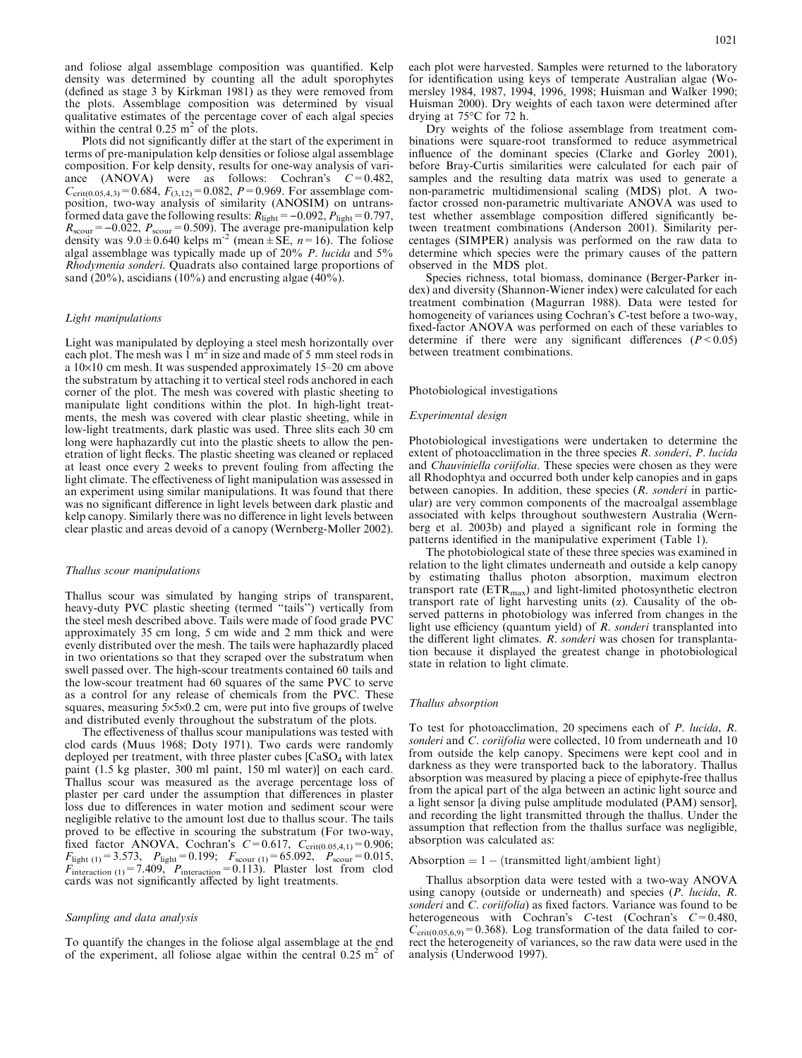and foliose algal assemblage composition was quantified. Kelp density was determined by counting all the adult sporophytes (defined as stage 3 by Kirkman 1981) as they were removed from the plots. Assemblage composition was determined by visual qualitative estimates of the percentage cover of each algal species within the central 0.25 $m^2$ of the plots.

Plots did not significantly differ at the start of the experiment in terms of pre-manipulation kelp densities or foliose algal assemblage composition. For kelp density, results for one-way analysis of variance (ANOVA) were as follows: Cochran's $C=0.482$, $C_{crit(0.05,4,3)}=0.684$, $F_{(3,12)}=0.082$, $P=0.969$. For assemblage composition, two-way analysis of similarity (ANOSIM) on untransformed data gave the following results: $R_{light}=-0.092$, $P_{light}=0.797$, $R_{scour}=-0.022$, $P_{scour}=0.509$). The average pre-manipulation kelp density was $9.0\pm0.640$ kelps $m^{-2}$ (mean ± SE, $n=16$). The foliose algal assemblage was typically made up of 20% *P. lucida* and 5% *Rhodymenia sonderi*. Quadrats also contained large proportions of sand (20%), ascidians (10%) and encrusting algae (40%).

### Light manipulations

Light was manipulated by deploying a steel mesh horizontally over each plot. The mesh was 1 $m^2$ in size and made of 5 mm steel rods in a 10×10 cm mesh. It was suspended approximately 15–20 cm above the substratum by attaching it to vertical steel rods anchored in each corner of the plot. The mesh was covered with plastic sheeting to manipulate light conditions within the plot. In high-light treatments, the mesh was covered with clear plastic sheeting, while in low-light treatments, dark plastic was used. Three slits each 30 cm long were haphazardly cut into the plastic sheets to allow the penetration of light flecks. The plastic sheeting was cleaned or replaced at least once every 2 weeks to prevent fouling from affecting the light climate. The effectiveness of light manipulation was assessed in an experiment using similar manipulations. It was found that there was no significant difference in light levels between dark plastic and kelp canopy. Similarly there was no difference in light levels between clear plastic and areas devoid of a canopy (Wernberg-Moller 2002).

### Thallus scour manipulations

Thallus scour was simulated by hanging strips of transparent, heavy-duty PVC plastic sheeting (termed "tails") vertically from the steel mesh described above. Tails were made of food grade PVC approximately 35 cm long, 5 cm wide and 2 mm thick and were evenly distributed over the mesh. The tails were haphazardly placed in two orientations so that they scraped over the substratum when swell passed over. The high-scour treatments contained 60 tails and the low-scour treatment had 60 squares of the same PVC to serve as a control for any release of chemicals from the PVC. These squares, measuring 5×5×0.2 cm, were put into five groups of twelve and distributed evenly throughout the substratum of the plots.

The effectiveness of thallus scour manipulations was tested with clod cards (Muus 1968; Doty 1971). Two cards were randomly deployed per treatment, with three plaster cubes [$CaSO_4$ with latex paint (1.5 kg plaster, 300 ml paint, 150 ml water)] on each card. Thallus scour was measured as the average percentage loss of plaster per card under the assumption that differences in plaster loss due to differences in water motion and sediment scour were negligible relative to the amount lost due to thallus scour. The tails proved to be effective in scouring the substratum (For two-way, fixed factor ANOVA, Cochran's $C=0.617$, $C_{crit(0.05,4,1)}=0.906$; $F_{light\ (1)}=3.573$, $P_{light}=0.199$; $F_{scour\ (1)}=65.092$, $P_{scour}=0.015$, $F_{interaction\ (1)}=7.409$, $P_{interaction}=0.113$). Plaster lost from clod cards was not significantly affected by light treatments.

### Sampling and data analysis

To quantify the changes in the foliose algal assemblage at the end of the experiment, all foliose algae within the central 0.25 $m^2$ of each plot were harvested. Samples were returned to the laboratory for identification using keys of temperate Australian algae (Womersley 1984, 1987, 1994, 1996, 1998; Huisman and Walker 1990; Huisman 2000). Dry weights of each taxon were determined after drying at 75°C for 72 h.

Dry weights of the foliose assemblage from treatment combinations were square-root transformed to reduce asymmetrical influence of the dominant species (Clarke and Gorley 2001), before Bray-Curtis similarities were calculated for each pair of samples and the resulting data matrix was used to generate a non-parametric multidimensional scaling (MDS) plot. A two-factor crossed non-parametric multivariate ANOVA was used to test whether assemblage composition differed significantly between treatment combinations (Anderson 2001). Similarity percentages (SIMPER) analysis was performed on the raw data to determine which species were the primary causes of the pattern observed in the MDS plot.

Species richness, total biomass, dominance (Berger-Parker index) and diversity (Shannon-Wiener index) were calculated for each treatment combination (Magurran 1988). Data were tested for homogeneity of variances using Cochran's *C*-test before a two-way, fixed-factor ANOVA was performed on each of these variables to determine if there were any significant differences ($P<0.05$) between treatment combinations.

## Photobiological investigations

### Experimental design

Photobiological investigations were undertaken to determine the extent of photoacclimation in the three species *R. sonderi*, *P. lucida* and *Chauviniella coriifolia*. These species were chosen as they were all Rhodophyta and occurred both under kelp canopies and in gaps between canopies. In addition, these species (*R. sonderi* in particular) are very common components of the macroalgal assemblage associated with kelps throughout southwestern Australia (Wernberg et al. 2003b) and played a significant role in forming the patterns identified in the manipulative experiment (Table 1).

The photobiological state of these three species was examined in relation to the light climates underneath and outside a kelp canopy by estimating thallus photon absorption, maximum electron transport rate ($ETR_{max}$) and light-limited photosynthetic electron transport rate of light harvesting units ($\alpha$). Causality of the observed patterns in photobiology was inferred from changes in the light use efficiency (quantum yield) of *R. sonderi* transplanted into the different light climates. *R. sonderi* was chosen for transplantation because it displayed the greatest change in photobiological state in relation to light climate.

### Thallus absorption

To test for photoacclimation, 20 specimens each of *P. lucida*, *R. sonderi* and *C. coriifolia* were collected, 10 from underneath and 10 from outside the kelp canopy. Specimens were kept cool and in darkness as they were transported back to the laboratory. Thallus absorption was measured by placing a piece of epiphyte-free thallus from the apical part of the alga between an actinic light source and a light sensor [a diving pulse amplitude modulated (PAM) sensor], and recording the light transmitted through the thallus. Under the assumption that reflection from the thallus surface was negligible, absorption was calculated as:

$$\text{Absorption} = 1 - (\text{transmitted light}/\text{ambient light})$$

Thallus absorption data were tested with a two-way ANOVA using canopy (outside or underneath) and species (*P. lucida*, *R. sonderi* and *C. coriifolia*) as fixed factors. Variance was found to be heterogeneous with Cochran's *C*-test (Cochran's $C=0.480$, $C_{crit(0.05,6,9)}=0.368$). Log transformation of the data failed to correct the heterogeneity of variances, so the raw data were used in the analysis (Underwood 1997).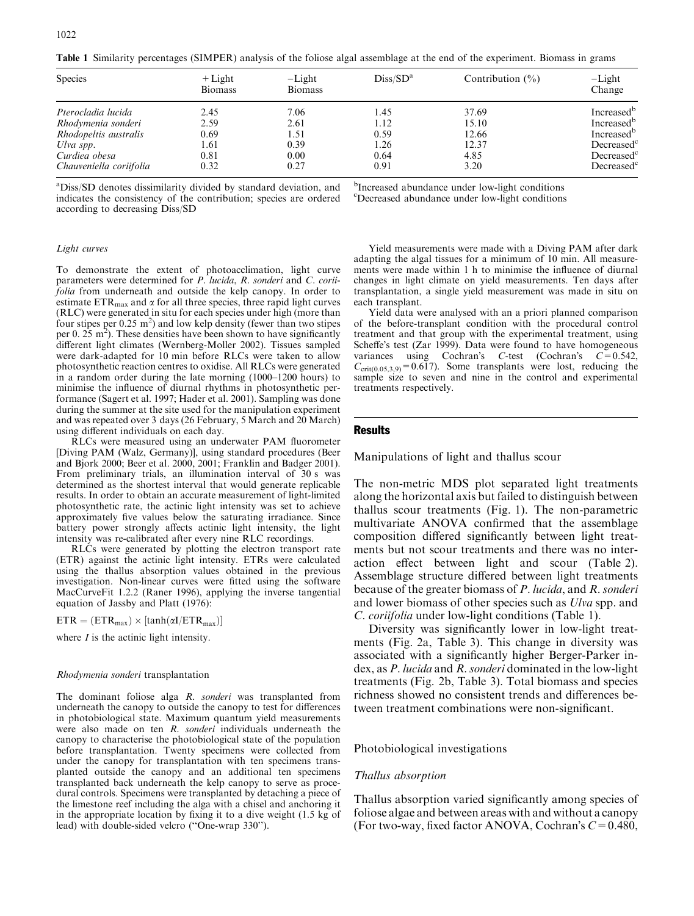**Table 1** Similarity percentages (SIMPER) analysis of the foliose algal assemblage at the end of the experiment. Biomass in grams

| Species | +Light Biomass | −Light Biomass | Diss/SD[a] | Contribution (%) | −Light Change |
|---|---|---|---|---|---|
| *Pterocladia lucida* | 2.45 | 7.06 | 1.45 | 37.69 | Increased[b] |
| *Rhodymenia sonderi* | 2.59 | 2.61 | 1.12 | 15.10 | Increased[b] |
| *Rhodopeltis australis* | 0.69 | 1.51 | 0.59 | 12.66 | Increased[b] |
| *Ulva* spp. | 1.61 | 0.39 | 1.26 | 12.37 | Decreased[c] |
| *Curdiea obesa* | 0.81 | 0.00 | 0.64 | 4.85 | Decreased[c] |
| *Chauveniella coriifolia* | 0.32 | 0.27 | 0.91 | 3.20 | Decreased[c] |

[a]Diss/SD denotes dissimilarity divided by standard deviation, and indicates the consistency of the contribution; species are ordered according to decreasing Diss/SD

[b]Increased abundance under low-light conditions

[c]Decreased abundance under low-light conditions

### *Light curves*

To demonstrate the extent of photoacclimation, light curve parameters were determined for *P. lucida*, *R. sonderi* and *C. coriifolia* from underneath and outside the kelp canopy. In order to estimate $ETR_{max}$ and $\alpha$ for all three species, three rapid light curves (RLC) were generated in situ for each species under high (more than four stipes per 0.25 $m^2$) and low kelp density (fewer than two stipes per 0. 25 $m^2$). These densities have been shown to have significantly different light climates (Wernberg-Moller 2002). Tissues sampled were dark-adapted for 10 min before RLCs were taken to allow photosynthetic reaction centres to oxidise. All RLCs were generated in a random order during the late morning (1000–1200 hours) to minimise the influence of diurnal rhythms in photosynthetic performance (Sagert et al. 1997; Hader et al. 2001). Sampling was done during the summer at the site used for the manipulation experiment and was repeated over 3 days (26 February, 5 March and 20 March) using different individuals on each day.

RLCs were measured using an underwater PAM fluorometer [Diving PAM (Walz, Germany)], using standard procedures (Beer and Bjork 2000; Beer et al. 2000, 2001; Franklin and Badger 2001). From preliminary trials, an illumination interval of 30 s was determined as the shortest interval that would generate replicable results. In order to obtain an accurate measurement of light-limited photosynthetic rate, the actinic light intensity was set to achieve approximately five values below the saturating irradiance. Since battery power strongly affects actinic light intensity, the light intensity was re-calibrated after every nine RLC recordings.

RLCs were generated by plotting the electron transport rate (ETR) against the actinic light intensity. ETRs were calculated using the thallus absorption values obtained in the previous investigation. Non-linear curves were fitted using the software MacCurveFit 1.2.2 (Raner 1996), applying the inverse tangential equation of Jassby and Platt (1976):

$$ETR = (ETR_{max}) \times [\tanh(\alpha I/ETR_{max})]$$

where $I$ is the actinic light intensity.

### *Rhodymenia sonderi transplantation*

The dominant foliose alga *R. sonderi* was transplanted from underneath the canopy to outside the canopy to test for differences in photobiological state. Maximum quantum yield measurements were also made on ten *R. sonderi* individuals underneath the canopy to characterise the photobiological state of the population before transplantation. Twenty specimens were collected from under the canopy for transplantation with ten specimens transplanted outside the canopy and an additional ten specimens transplanted back underneath the kelp canopy to serve as procedural controls. Specimens were transplanted by detaching a piece of the limestone reef including the alga with a chisel and anchoring it in the appropriate location by fixing it to a dive weight (1.5 kg of lead) with double-sided velcro ("One-wrap 330").

Yield measurements were made with a Diving PAM after dark adapting the algal tissues for a minimum of 10 min. All measurements were made within 1 h to minimise the influence of diurnal changes in light climate on yield measurements. Ten days after transplantation, a single yield measurement was made in situ on each transplant.

Yield data were analysed with an a priori planned comparison of the before-transplant condition with the procedural control treatment and that group with the experimental treatment, using Scheffe's test (Zar 1999). Data were found to have homogeneous variances using Cochran's $C$-test (Cochran's $C = 0.542$, $C_{crit(0.05,3,9)} = 0.617$). Some transplants were lost, reducing the sample size to seven and nine in the control and experimental treatments respectively.

## Results

### Manipulations of light and thallus scour

The non-metric MDS plot separated light treatments along the horizontal axis but failed to distinguish between thallus scour treatments (Fig. 1). The non-parametric multivariate ANOVA confirmed that the assemblage composition differed significantly between light treatments but not scour treatments and there was no interaction effect between light and scour (Table 2). Assemblage structure differed between light treatments because of the greater biomass of *P. lucida*, and *R. sonderi* and lower biomass of other species such as *Ulva* spp. and *C. coriifolia* under low-light conditions (Table 1).

Diversity was significantly lower in low-light treatments (Fig. 2a, Table 3). This change in diversity was associated with a significantly higher Berger-Parker index, as *P. lucida* and *R. sonderi* dominated in the low-light treatments (Fig. 2b, Table 3). Total biomass and species richness showed no consistent trends and differences between treatment combinations were non-significant.

### Photobiological investigations

#### *Thallus absorption*

Thallus absorption varied significantly among species of foliose algae and between areas with and without a canopy (For two-way, fixed factor ANOVA, Cochran's $C = 0.480$,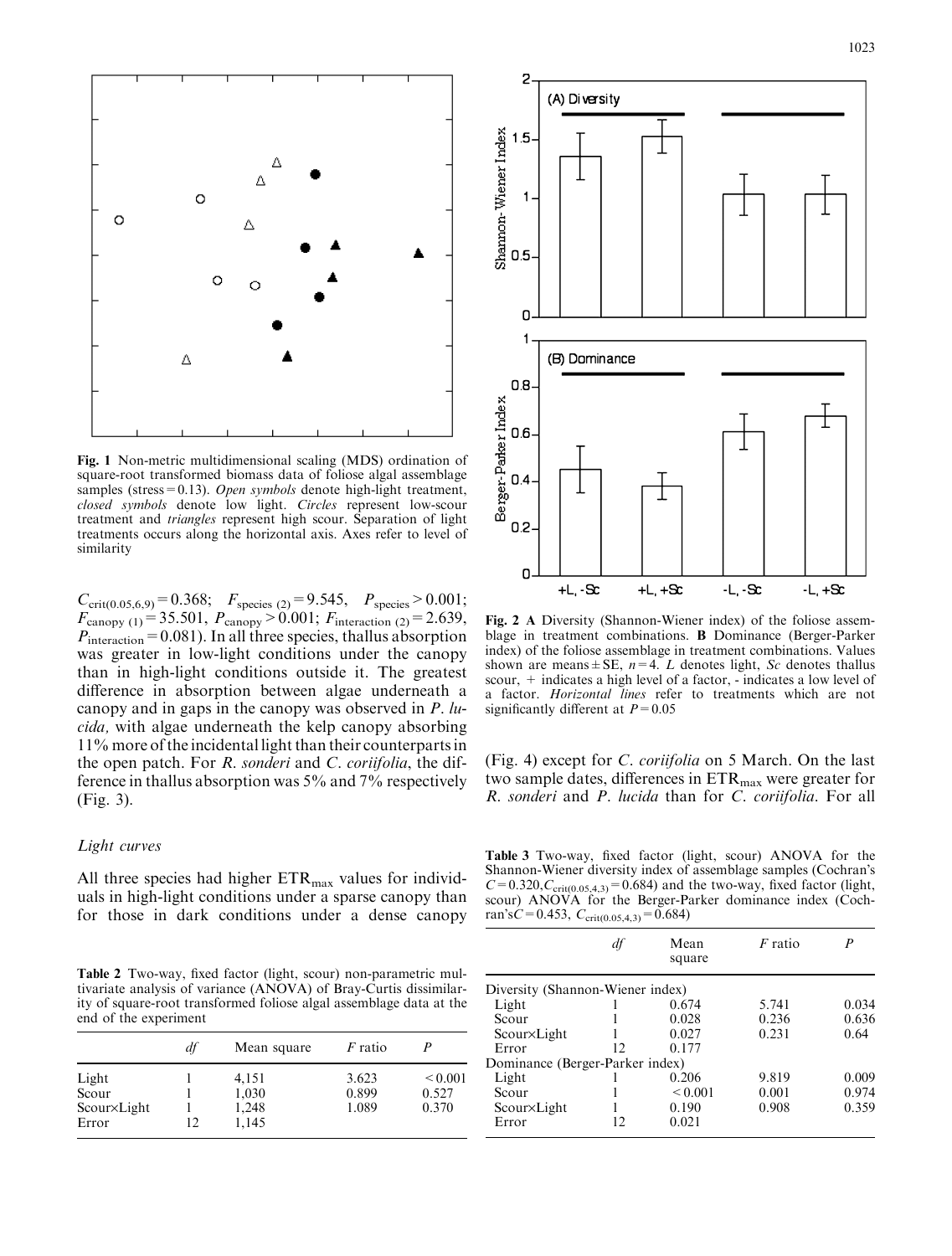Fig. 1 Non-metric multidimensional scaling (MDS) ordination of square-root transformed biomass data of foliose algal assemblage samples (stress = 0.13). *Open symbols* denote high-light treatment, *closed symbols* denote low light. *Circles* represent low-scour treatment and *triangles* represent high scour. Separation of light treatments occurs along the horizontal axis. Axes refer to level of similarity

$C_{crit(0.05,6,9)} = 0.368$; $F_{species\ (2)} = 9.545$, $P_{species} > 0.001$; $F_{canopy\ (1)} = 35.501$, $P_{canopy} > 0.001$; $F_{interaction\ (2)} = 2.639$, $P_{interaction} = 0.081$). In all three species, thallus absorption was greater in low-light conditions under the canopy than in high-light conditions outside it. The greatest difference in absorption between algae underneath a canopy and in gaps in the canopy was observed in *P. lucida,* with algae underneath the kelp canopy absorbing 11% more of the incidental light than their counterparts in the open patch. For *R. sonderi* and *C. coriifolia*, the difference in thallus absorption was 5% and 7% respectively (Fig. 3).

### Light curves

All three species had higher $ETR_{max}$ values for individuals in high-light conditions under a sparse canopy than for those in dark conditions under a dense canopy (Fig. 4) except for *C. coriifolia* on 5 March. On the last two sample dates, differences in $ETR_{max}$ were greater for *R. sonderi* and *P. lucida* than for *C. coriifolia*. For all

**Table 2** Two-way, fixed factor (light, scour) non-parametric multivariate analysis of variance (ANOVA) of Bray-Curtis dissimilarity of square-root transformed foliose algal assemblage data at the end of the experiment

| | *df* | Mean square | *F* ratio | *P* |
|---|---|---|---|---|
| Light | 1 | 4,151 | 3.623 | < 0.001 |
| Scour | 1 | 1,030 | 0.899 | 0.527 |
| Scour×Light | 1 | 1,248 | 1.089 | 0.370 |
| Error | 12 | 1,145 | | |

Fig. 2 **A** Diversity (Shannon-Wiener index) of the foliose assemblage in treatment combinations. **B** Dominance (Berger-Parker index) of the foliose assemblage in treatment combinations. Values shown are means ± SE, $n = 4$. *L* denotes light, *Sc* denotes thallus scour, + indicates a high level of a factor, - indicates a low level of a factor. *Horizontal lines* refer to treatments which are not significantly different at $P = 0.05$

**Table 3** Two-way, fixed factor (light, scour) ANOVA for the Shannon-Wiener diversity index of assemblage samples (Cochran's $C = 0.320, C_{crit(0.05,4,3)} = 0.684$) and the two-way, fixed factor (light, scour) ANOVA for the Berger-Parker dominance index (Cochran's $C = 0.453$, $C_{crit(0.05,4,3)} = 0.684$)

| | *df* | Mean square | *F* ratio | *P* |
|---|---|---|---|---|
| Diversity (Shannon-Wiener index) | | | | |
| Light | 1 | 0.674 | 5.741 | 0.034 |
| Scour | 1 | 0.028 | 0.236 | 0.636 |
| Scour×Light | 1 | 0.027 | 0.231 | 0.64 |
| Error | 12 | 0.177 | | |
| Dominance (Berger-Parker index) | | | | |
| Light | 1 | 0.206 | 9.819 | 0.009 |
| Scour | 1 | < 0.001 | 0.001 | 0.974 |
| Scour×Light | 1 | 0.190 | 0.908 | 0.359 |
| Error | 12 | 0.021 | | |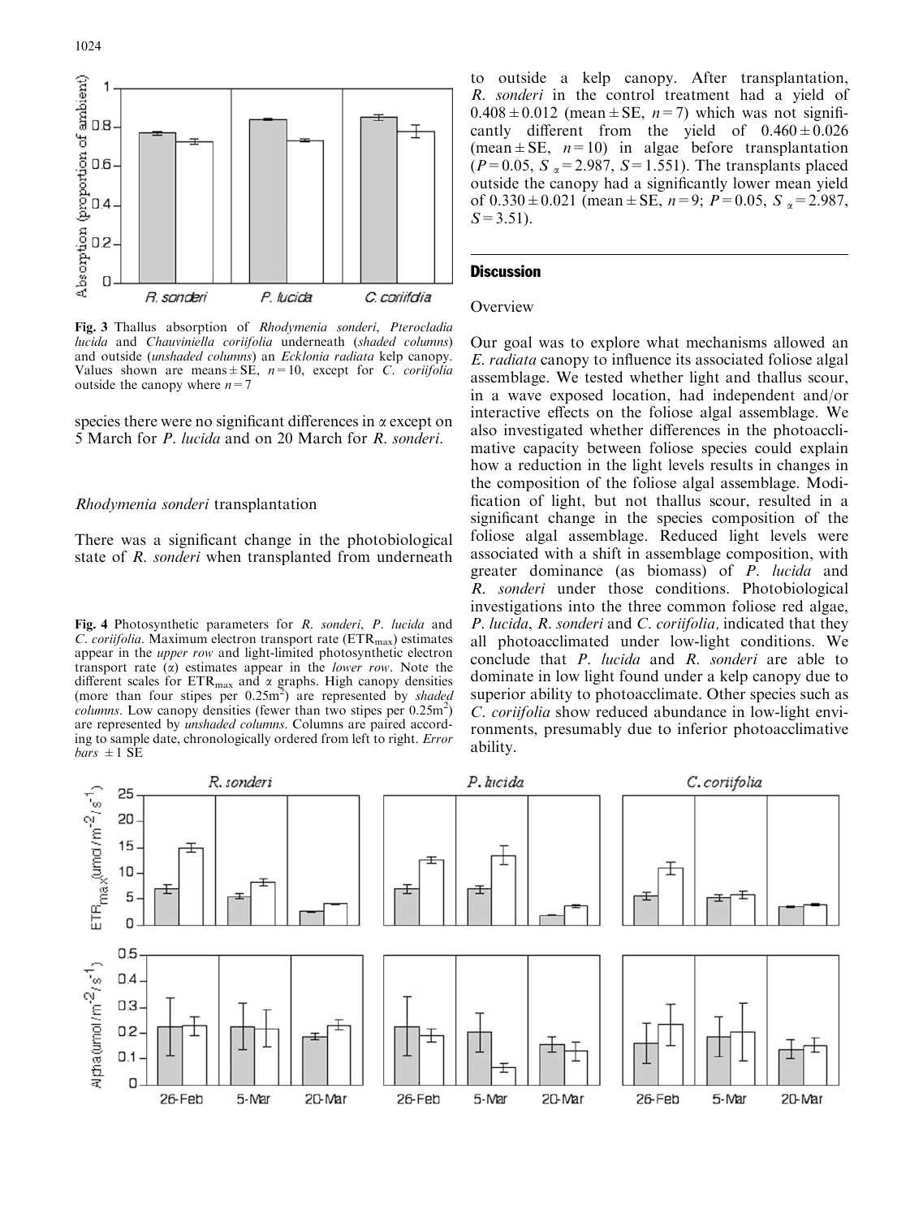Fig. 3 Thallus absorption of *Rhodymenia sonderi*, *Pterocladia lucida* and *Chauviniella coriifolia* underneath (*shaded columns*) and outside (*unshaded columns*) an *Ecklonia radiata* kelp canopy. Values shown are means ± SE, $n = 10$, except for *C. coriifolia* outside the canopy where $n = 7$

species there were no significant differences in $\alpha$ except on 5 March for *P. lucida* and on 20 March for *R. sonderi*.

### *Rhodymenia sonderi* transplantation

There was a significant change in the photobiological state of *R. sonderi* when transplanted from underneath to outside a kelp canopy. After transplantation, *R. sonderi* in the control treatment had a yield of $0.408 \pm 0.012$ (mean ± SE, $n = 7$) which was not significantly different from the yield of $0.460 \pm 0.026$ (mean ± SE, $n = 10$) in algae before transplantation ($P = 0.05$, $S_{\alpha} = 2.987$, $S = 1.551$). The transplants placed outside the canopy had a significantly lower mean yield of $0.330 \pm 0.021$ (mean ± SE, $n = 9$; $P = 0.05$, $S_{\alpha} = 2.987$, $S = 3.51$).

Fig. 4 Photosynthetic parameters for *R. sonderi*, *P. lucida* and *C. coriifolia*. Maximum electron transport rate ($ETR_{max}$) estimates appear in the *upper row* and light-limited photosynthetic electron transport rate ($\alpha$) estimates appear in the *lower row*. Note the different scales for $ETR_{max}$ and $\alpha$ graphs. High canopy densities (more than four stipes per $0.25 m^2$) are represented by *shaded columns*. Low canopy densities (fewer than two stipes per $0.25 m^2$) are represented by *unshaded columns*. Columns are paired according to sample date, chronologically ordered from left to right. *Error bars* ± 1 SE

## Discussion

### Overview

Our goal was to explore what mechanisms allowed an *E. radiata* canopy to influence its associated foliose algal assemblage. We tested whether light and thallus scour, in a wave exposed location, had independent and/or interactive effects on the foliose algal assemblage. We also investigated whether differences in the photoacclimative capacity between foliose species could explain how a reduction in the light levels results in changes in the composition of the foliose algal assemblage. Modification of light, but not thallus scour, resulted in a significant change in the species composition of the foliose algal assemblage. Reduced light levels were associated with a shift in assemblage composition, with greater dominance (as biomass) of *P. lucida* and *R. sonderi* under those conditions. Photobiological investigations into the three common foliose red algae, *P. lucida*, *R. sonderi* and *C. coriifolia,* indicated that they all photoacclimated under low-light conditions. We conclude that *P. lucida* and *R. sonderi* are able to dominate in low light found under a kelp canopy due to superior ability to photoacclimate. Other species such as *C. coriifolia* show reduced abundance in low-light environments, presumably due to inferior photoacclimative ability.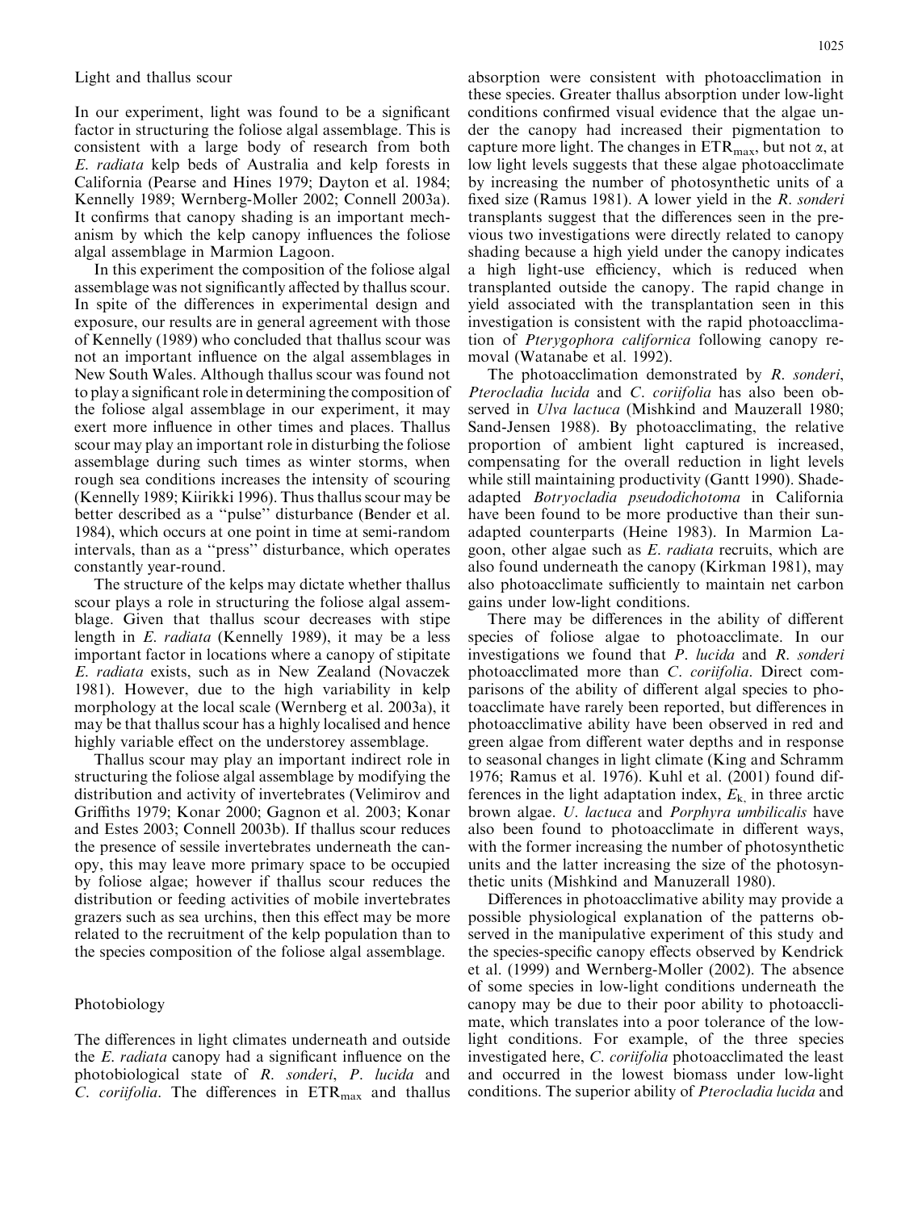## Light and thallus scour

In our experiment, light was found to be a significant factor in structuring the foliose algal assemblage. This is consistent with a large body of research from both *E. radiata* kelp beds of Australia and kelp forests in California (Pearse and Hines 1979; Dayton et al. 1984; Kennelly 1989; Wernberg-Moller 2002; Connell 2003a). It confirms that canopy shading is an important mechanism by which the kelp canopy influences the foliose algal assemblage in Marmion Lagoon.

In this experiment the composition of the foliose algal assemblage was not significantly affected by thallus scour. In spite of the differences in experimental design and exposure, our results are in general agreement with those of Kennelly (1989) who concluded that thallus scour was not an important influence on the algal assemblages in New South Wales. Although thallus scour was found not to play a significant role in determining the composition of the foliose algal assemblage in our experiment, it may exert more influence in other times and places. Thallus scour may play an important role in disturbing the foliose assemblage during such times as winter storms, when rough sea conditions increases the intensity of scouring (Kennelly 1989; Kiirikki 1996). Thus thallus scour may be better described as a "pulse" disturbance (Bender et al. 1984), which occurs at one point in time at semi-random intervals, than as a "press" disturbance, which operates constantly year-round.

The structure of the kelps may dictate whether thallus scour plays a role in structuring the foliose algal assemblage. Given that thallus scour decreases with stipe length in *E. radiata* (Kennelly 1989), it may be a less important factor in locations where a canopy of stipitate *E. radiata* exists, such as in New Zealand (Novaczek 1981). However, due to the high variability in kelp morphology at the local scale (Wernberg et al. 2003a), it may be that thallus scour has a highly localised and hence highly variable effect on the understorey assemblage.

Thallus scour may play an important indirect role in structuring the foliose algal assemblage by modifying the distribution and activity of invertebrates (Velimirov and Griffiths 1979; Konar 2000; Gagnon et al. 2003; Konar and Estes 2003; Connell 2003b). If thallus scour reduces the presence of sessile invertebrates underneath the canopy, this may leave more primary space to be occupied by foliose algae; however if thallus scour reduces the distribution or feeding activities of mobile invertebrates grazers such as sea urchins, then this effect may be more related to the recruitment of the kelp population than to the species composition of the foliose algal assemblage.

## Photobiology

The differences in light climates underneath and outside the *E. radiata* canopy had a significant influence on the photobiological state of *R. sonderi*, *P. lucida* and *C. coriifolia*. The differences in $ETR_{max}$ and thallus absorption were consistent with photoacclimation in these species. Greater thallus absorption under low-light conditions confirmed visual evidence that the algae under the canopy had increased their pigmentation to capture more light. The changes in $ETR_{max}$, but not $\alpha$, at low light levels suggests that these algae photoacclimate by increasing the number of photosynthetic units of a fixed size (Ramus 1981). A lower yield in the *R. sonderi* transplants suggest that the differences seen in the previous two investigations were directly related to canopy shading because a high yield under the canopy indicates a high light-use efficiency, which is reduced when transplanted outside the canopy. The rapid change in yield associated with the transplantation seen in this investigation is consistent with the rapid photoacclimation of *Pterygophora californica* following canopy removal (Watanabe et al. 1992).

The photoacclimation demonstrated by *R. sonderi*, *Pterocladia lucida* and *C. coriifolia* has also been observed in *Ulva lactuca* (Mishkind and Mauzerall 1980; Sand-Jensen 1988). By photoacclimating, the relative proportion of ambient light captured is increased, compensating for the overall reduction in light levels while still maintaining productivity (Gantt 1990). Shade-adapted *Botryocladia pseudodichotoma* in California have been found to be more productive than their sun-adapted counterparts (Heine 1983). In Marmion Lagoon, other algae such as *E. radiata* recruits, which are also found underneath the canopy (Kirkman 1981), may also photoacclimate sufficiently to maintain net carbon gains under low-light conditions.

There may be differences in the ability of different species of foliose algae to photoacclimate. In our investigations we found that *P. lucida* and *R. sonderi* photoacclimated more than *C. coriifolia*. Direct comparisons of the ability of different algal species to photoacclimate have rarely been reported, but differences in photoacclimative ability have been observed in red and green algae from different water depths and in response to seasonal changes in light climate (King and Schramm 1976; Ramus et al. 1976). Kuhl et al. (2001) found differences in the light adaptation index, $E_k$, in three arctic brown algae. *U. lactuca* and *Porphyra umbilicalis* have also been found to photoacclimate in different ways, with the former increasing the number of photosynthetic units and the latter increasing the size of the photosynthetic units (Mishkind and Manuzerall 1980).

Differences in photoacclimative ability may provide a possible physiological explanation of the patterns observed in the manipulative experiment of this study and the species-specific canopy effects observed by Kendrick et al. (1999) and Wernberg-Moller (2002). The absence of some species in low-light conditions underneath the canopy may be due to their poor ability to photoacclimate, which translates into a poor tolerance of the low-light conditions. For example, of the three species investigated here, *C. coriifolia* photoacclimated the least and occurred in the lowest biomass under low-light conditions. The superior ability of *Pterocladia lucida* and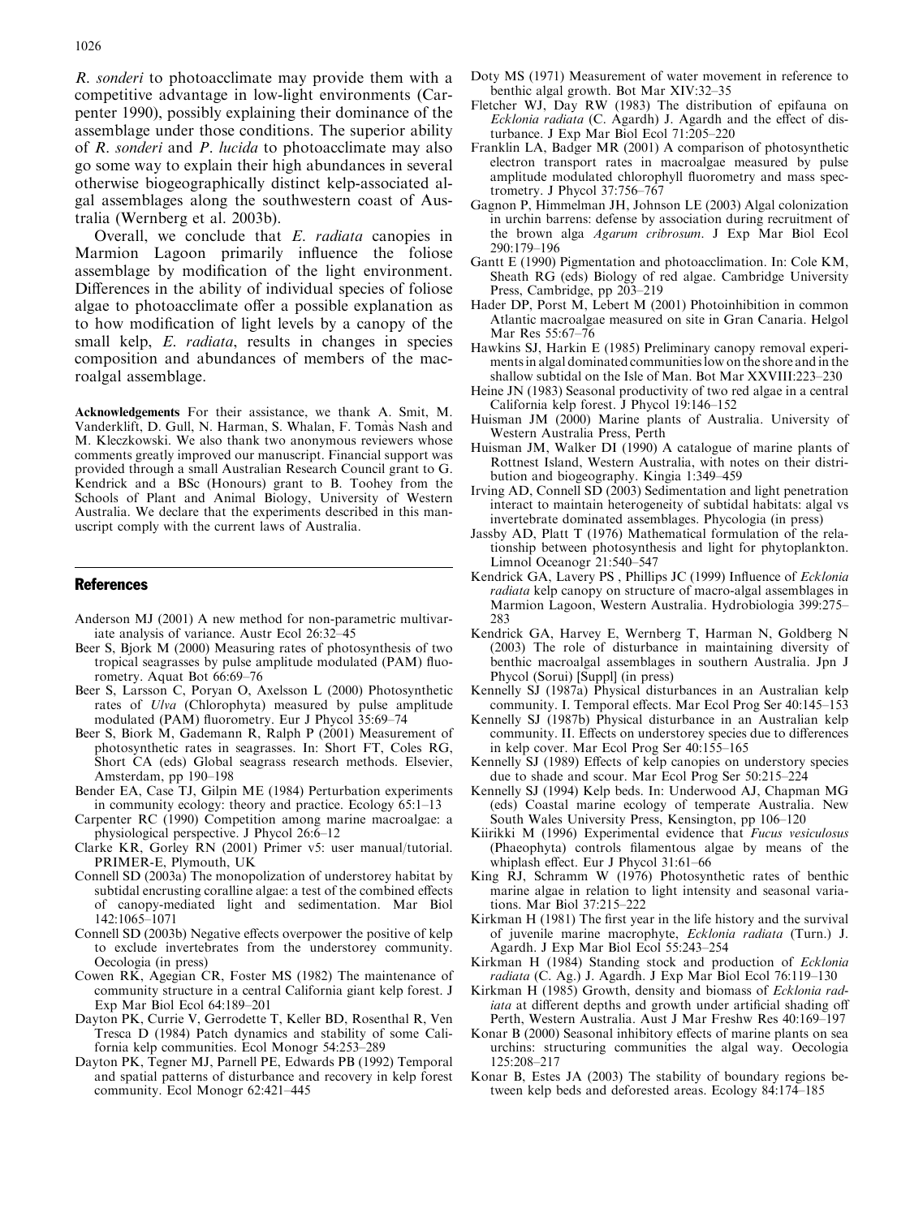*R. sonderi* to photoacclimate may provide them with a competitive advantage in low-light environments (Carpenter 1990), possibly explaining their dominance of the assemblage under those conditions. The superior ability of *R. sonderi* and *P. lucida* to photoacclimate may also go some way to explain their high abundances in several otherwise biogeographically distinct kelp-associated algal assemblages along the southwestern coast of Australia (Wernberg et al. 2003b).

Overall, we conclude that *E. radiata* canopies in Marmion Lagoon primarily influence the foliose assemblage by modification of the light environment. Differences in the ability of individual species of foliose algae to photoacclimate offer a possible explanation as to how modification of light levels by a canopy of the small kelp, *E. radiata*, results in changes in species composition and abundances of members of the macroalgal assemblage.

**Acknowledgements** For their assistance, we thank A. Smit, M. Vanderklift, D. Gull, N. Harman, S. Whalan, F. Tomàs Nash and M. Kleczkowski. We also thank two anonymous reviewers whose comments greatly improved our manuscript. Financial support was provided through a small Australian Research Council grant to G. Kendrick and a BSc (Honours) grant to B. Toohey from the Schools of Plant and Animal Biology, University of Western Australia. We declare that the experiments described in this manuscript comply with the current laws of Australia.

## References

Anderson MJ (2001) A new method for non-parametric multivariate analysis of variance. Austr Ecol 26:32–45

Beer S, Bjork M (2000) Measuring rates of photosynthesis of two tropical seagrasses by pulse amplitude modulated (PAM) fluorometry. Aquat Bot 66:69–76

Beer S, Larsson C, Poryan O, Axelsson L (2000) Photosynthetic rates of *Ulva* (Chlorophyta) measured by pulse amplitude modulated (PAM) fluorometry. Eur J Phycol 35:69–74

Beer S, Biork M, Gademann R, Ralph P (2001) Measurement of photosynthetic rates in seagrasses. In: Short FT, Coles RG, Short CA (eds) Global seagrass research methods. Elsevier, Amsterdam, pp 190–198

Bender EA, Case TJ, Gilpin ME (1984) Perturbation experiments in community ecology: theory and practice. Ecology 65:1–13

Carpenter RC (1990) Competition among marine macroalgae: a physiological perspective. J Phycol 26:6–12

Clarke KR, Gorley RN (2001) Primer v5: user manual/tutorial. PRIMER-E, Plymouth, UK

Connell SD (2003a) The monopolization of understorey habitat by subtidal encrusting coralline algae: a test of the combined effects of canopy-mediated light and sedimentation. Mar Biol 142:1065–1071

Connell SD (2003b) Negative effects overpower the positive of kelp to exclude invertebrates from the understorey community. Oecologia (in press)

Cowen RK, Agegian CR, Foster MS (1982) The maintenance of community structure in a central California giant kelp forest. J Exp Mar Biol Ecol 64:189–201

Dayton PK, Currie V, Gerrodette T, Keller BD, Rosenthal R, Ven Tresca D (1984) Patch dynamics and stability of some California kelp communities. Ecol Monogr 54:253–289

Dayton PK, Tegner MJ, Parnell PE, Edwards PB (1992) Temporal and spatial patterns of disturbance and recovery in kelp forest community. Ecol Monogr 62:421–445

Doty MS (1971) Measurement of water movement in reference to benthic algal growth. Bot Mar XIV:32–35

Fletcher WJ, Day RW (1983) The distribution of epifauna on *Ecklonia radiata* (C. Agardh) J. Agardh and the effect of disturbance. J Exp Mar Biol Ecol 71:205–220

Franklin LA, Badger MR (2001) A comparison of photosynthetic electron transport rates in macroalgae measured by pulse amplitude modulated chlorophyll fluorometry and mass spectrometry. J Phycol 37:756–767

Gagnon P, Himmelman JH, Johnson LE (2003) Algal colonization in urchin barrens: defense by association during recruitment of the brown alga *Agarum cribrosum*. J Exp Mar Biol Ecol 290:179–196

Gantt E (1990) Pigmentation and photoacclimation. In: Cole KM, Sheath RG (eds) Biology of red algae. Cambridge University Press, Cambridge, pp 203–219

Hader DP, Porst M, Lebert M (2001) Photoinhibition in common Atlantic macroalgae measured on site in Gran Canaria. Helgol Mar Res 55:67–76

Hawkins SJ, Harkin E (1985) Preliminary canopy removal experiments in algal dominated communities low on the shore and in the shallow subtidal on the Isle of Man. Bot Mar XXVIII:223–230

Heine JN (1983) Seasonal productivity of two red algae in a central California kelp forest. J Phycol 19:146–152

Huisman JM (2000) Marine plants of Australia. University of Western Australia Press, Perth

Huisman JM, Walker DI (1990) A catalogue of marine plants of Rottnest Island, Western Australia, with notes on their distribution and biogeography. Kingia 1:349–459

Irving AD, Connell SD (2003) Sedimentation and light penetration interact to maintain heterogeneity of subtidal habitats: algal vs invertebrate dominated assemblages. Phycologia (in press)

Jassby AD, Platt T (1976) Mathematical formulation of the relationship between photosynthesis and light for phytoplankton. Limnol Oceanogr 21:540–547

Kendrick GA, Lavery PS, Phillips JC (1999) Influence of *Ecklonia radiata* kelp canopy on structure of macro-algal assemblages in Marmion Lagoon, Western Australia. Hydrobiologia 399:275–283

Kendrick GA, Harvey E, Wernberg T, Harman N, Goldberg N (2003) The role of disturbance in maintaining diversity of benthic macroalgal assemblages in southern Australia. Jpn J Phycol (Sorui) [Suppl] (in press)

Kennelly SJ (1987a) Physical disturbances in an Australian kelp community. I. Temporal effects. Mar Ecol Prog Ser 40:145–153

Kennelly SJ (1987b) Physical disturbance in an Australian kelp community. II. Effects on understory species due to differences in kelp cover. Mar Ecol Prog Ser 40:155–165

Kennelly SJ (1989) Effects of kelp canopies on understory species due to shade and scour. Mar Ecol Prog Ser 50:215–224

Kennelly SJ (1994) Kelp beds. In: Underwood AJ, Chapman MG (eds) Coastal marine ecology of temperate Australia. New South Wales University Press, Kensington, pp 106–120

Kiirikki M (1996) Experimental evidence that *Fucus vesiculosus* (Phaeophyta) controls filamentous algae by means of the whiplash effect. Eur J Phycol 31:61–66

King RJ, Schramm W (1976) Photosynthetic rates of benthic marine algae in relation to light intensity and seasonal variations. Mar Biol 37:215–222

Kirkman H (1981) The first year in the life history and the survival of juvenile marine macrophyte, *Ecklonia radiata* (Turn.) J. Agardh. J Exp Mar Biol Ecol 55:243–254

Kirkman H (1984) Standing stock and production of *Ecklonia radiata* (C. Ag.) J. Agardh. J Exp Mar Biol Ecol 76:119–130

Kirkman H (1985) Growth, density and biomass of *Ecklonia radiata* at different depths and growth under artificial shading off Perth, Western Australia. Aust J Mar Freshw Res 40:169–197

Konar B (2000) Seasonal inhibitory effects of marine plants on sea urchins: structuring communities the algal way. Oecologia 125:208–217

Konar B, Estes JA (2003) The stability of boundary regions between kelp beds and deforested areas. Ecology 84:174–185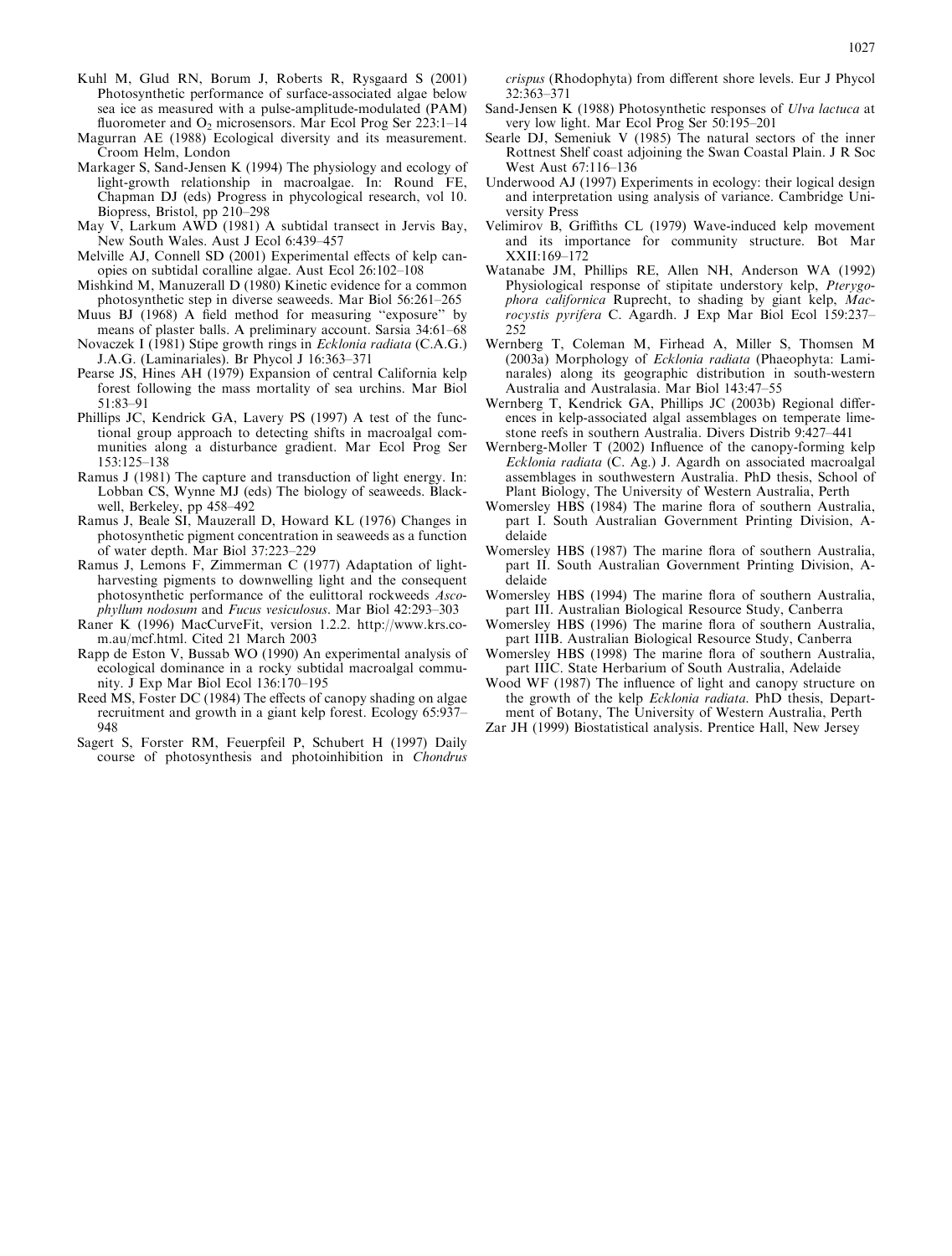Kuhl M, Glud RN, Borum J, Roberts R, Rysgaard S (2001) Photosynthetic performance of surface-associated algae below sea ice as measured with a pulse-amplitude-modulated (PAM) fluorometer and $O_2$ microsensors. Mar Ecol Prog Ser 223:1–14

Magurran AE (1988) Ecological diversity and its measurement. Croom Helm, London

Markager S, Sand-Jensen K (1994) The physiology and ecology of light-growth relationship in macroalgae. In: Round FE, Chapman DJ (eds) Progress in phycological research, vol 10. Biopress, Bristol, pp 210–298

May V, Larkum AWD (1981) A subtidal transect in Jervis Bay, New South Wales. Aust J Ecol 6:439–457

Melville AJ, Connell SD (2001) Experimental effects of kelp canopies on subtidal coralline algae. Aust Ecol 26:102–108

Mishkind M, Manuzerall D (1980) Kinetic evidence for a common photosynthetic step in diverse seaweeds. Mar Biol 56:261–265

Muus BJ (1968) A field method for measuring "exposure" by means of plaster balls. A preliminary account. Sarsia 34:61–68

Novaczek I (1981) Stipe growth rings in *Ecklonia radiata* (C.A.G.) J.A.G. (Laminariales). Br Phycol J 16:363–371

Pearse JS, Hines AH (1979) Expansion of central California kelp forest following the mass mortality of sea urchins. Mar Biol 51:83–91

Phillips JC, Kendrick GA, Lavery PS (1997) A test of the functional group approach to detecting shifts in macroalgal communities along a disturbance gradient. Mar Ecol Prog Ser 153:125–138

Ramus J (1981) The capture and transduction of light energy. In: Lobban CS, Wynne MJ (eds) The biology of seaweeds. Blackwell, Berkeley, pp 458–492

Ramus J, Beale SI, Mauzerall D, Howard KL (1976) Changes in photosynthetic pigment concentration in seaweeds as a function of water depth. Mar Biol 37:223–229

Ramus J, Lemons F, Zimmerman C (1977) Adaptation of light-harvesting pigments to downwelling light and the consequent photosynthetic performance of the eulittoral rockweeds *Ascophyllum nodosum* and *Fucus vesiculosus*. Mar Biol 42:293–303

Raner K (1996) MacCurveFit, version 1.2.2. http://www.krs.com.au/mcf.html. Cited 21 March 2003

Rapp de Eston V, Bussab WO (1990) An experimental analysis of ecological dominance in a rocky subtidal macroalgal community. J Exp Mar Biol Ecol 136:170–195

Reed MS, Foster DC (1984) The effects of canopy shading on algae recruitment and growth in a giant kelp forest. Ecology 65:937–948

Sagert S, Forster RM, Feuerpfeil P, Schubert H (1997) Daily course of photosynthesis and photoinhibition in *Chondrus crispus* (Rhodophyta) from different shore levels. Eur J Phycol 32:363–371

Sand-Jensen K (1988) Photosynthetic responses of *Ulva lactuca* at very low light. Mar Ecol Prog Ser 50:195–201

Searle DJ, Semeniuk V (1985) The natural sectors of the inner Rottnest Shelf coast adjoining the Swan Coastal Plain. J R Soc West Aust 67:116–136

Underwood AJ (1997) Experiments in ecology: their logical design and interpretation using analysis of variance. Cambridge University Press

Velimirov B, Griffiths CL (1979) Wave-induced kelp movement and its importance for community structure. Bot Mar XXII:169–172

Watanabe JM, Phillips RE, Allen NH, Anderson WA (1992) Physiological response of stipitate understory kelp, *Pterygophora californica* Ruprecht, to shading by giant kelp, *Macrocystis pyrifera* C. Agardh. J Exp Mar Biol Ecol 159:237–252

Wernberg T, Coleman M, Firhead A, Miller S, Thomsen M (2003a) Morphology of *Ecklonia radiata* (Phaeophyta: Laminarales) along its geographic distribution in south-western Australia and Australasia. Mar Biol 143:47–55

Wernberg T, Kendrick GA, Phillips JC (2003b) Regional differences in kelp-associated algal assemblages on temperate limestone reefs in southern Australia. Divers Distrib 9:427–441

Wernberg-Moller T (2002) Influence of the canopy-forming kelp *Ecklonia radiata* (C. Ag.) J. Agardh on associated macroalgal assemblages in southwestern Australia. PhD thesis, School of Plant Biology, The University of Western Australia, Perth

Womersley HBS (1984) The marine flora of southern Australia, part I. South Australian Government Printing Division, Adelaide

Womersley HBS (1987) The marine flora of southern Australia, part II. South Australian Government Printing Division, Adelaide

Womersley HBS (1994) The marine flora of southern Australia, part III. Australian Biological Resource Study, Canberra

Womersley HBS (1996) The marine flora of southern Australia, part IIIB. Australian Biological Resource Study, Canberra

Womersley HBS (1998) The marine flora of southern Australia, part IIIC. State Herbarium of South Australia, Adelaide

Wood WF (1987) The influence of light and canopy structure on the growth of the kelp *Ecklonia radiata*. PhD thesis, Department of Botany, The University of Western Australia, Perth

Zar JH (1999) Biostatistical analysis. Prentice Hall, New Jersey